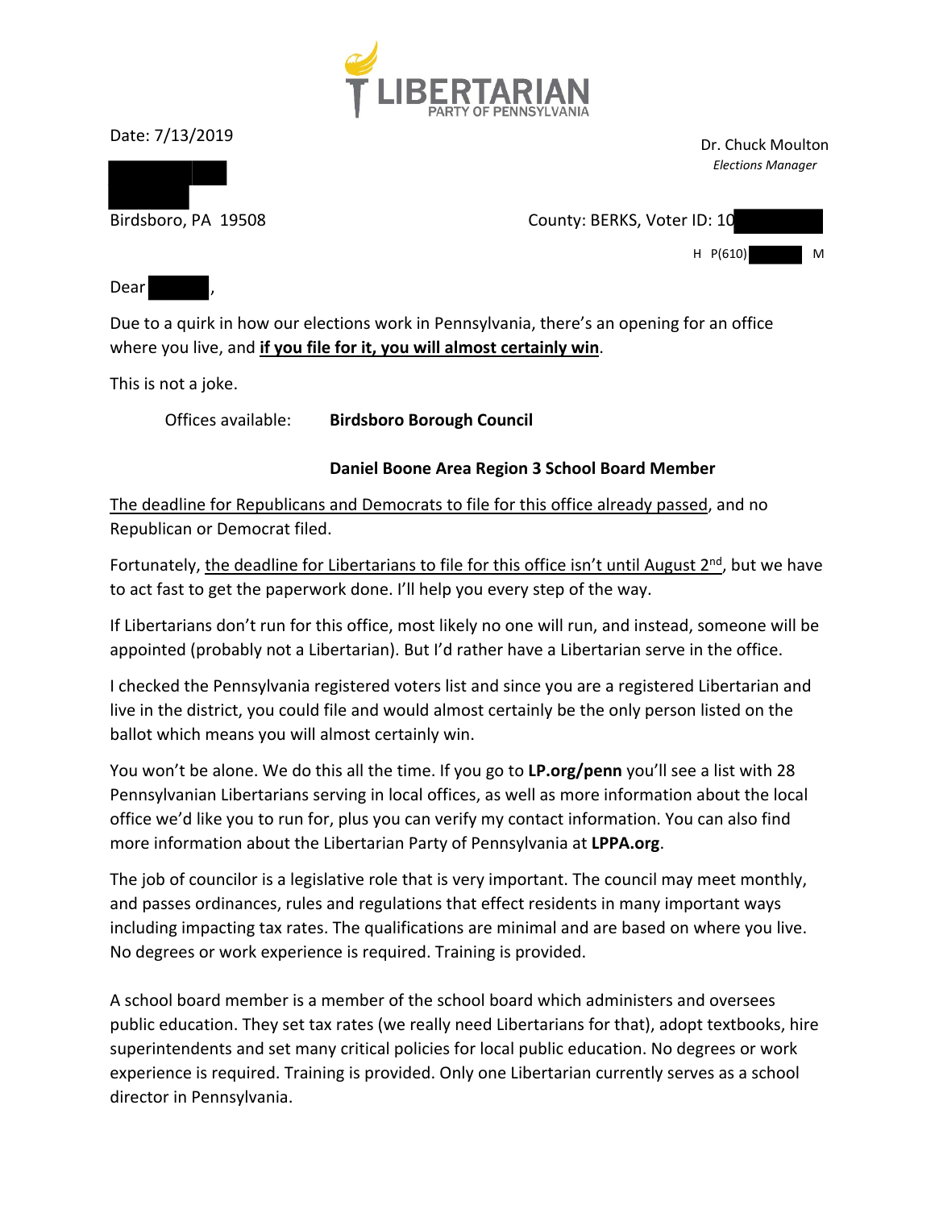LIBERTARIAN
PARTY OF PENNSYLVANIA

Date: 7/13/2019

Dr. Chuck Moulton
*Elections Manager*

Birdsboro, PA 19508

County: BERKS, Voter ID: 10

H P(610) M

Dear ,

Due to a quirk in how our elections work in Pennsylvania, there's an opening for an office where you live, and **if you file for it, you will almost certainly win**.

This is not a joke.

Offices available: **Birdsboro Borough Council**

**Daniel Boone Area Region 3 School Board Member**

The deadline for Republicans and Democrats to file for this office already passed, and no Republican or Democrat filed.

Fortunately, the deadline for Libertarians to file for this office isn't until August 2nd, but we have to act fast to get the paperwork done. I'll help you every step of the way.

If Libertarians don't run for this office, most likely no one will run, and instead, someone will be appointed (probably not a Libertarian). But I'd rather have a Libertarian serve in the office.

I checked the Pennsylvania registered voters list and since you are a registered Libertarian and live in the district, you could file and would almost certainly be the only person listed on the ballot which means you will almost certainly win.

You won't be alone. We do this all the time. If you go to **LP.org/penn** you'll see a list with 28 Pennsylvanian Libertarians serving in local offices, as well as more information about the local office we'd like you to run for, plus you can verify my contact information. You can also find more information about the Libertarian Party of Pennsylvania at **LPPA.org**.

The job of councilor is a legislative role that is very important. The council may meet monthly, and passes ordinances, rules and regulations that effect residents in many important ways including impacting tax rates. The qualifications are minimal and are based on where you live. No degrees or work experience is required. Training is provided.

A school board member is a member of the school board which administers and oversees public education. They set tax rates (we really need Libertarians for that), adopt textbooks, hire superintendents and set many critical policies for local public education. No degrees or work experience is required. Training is provided. Only one Libertarian currently serves as a school director in Pennsylvania.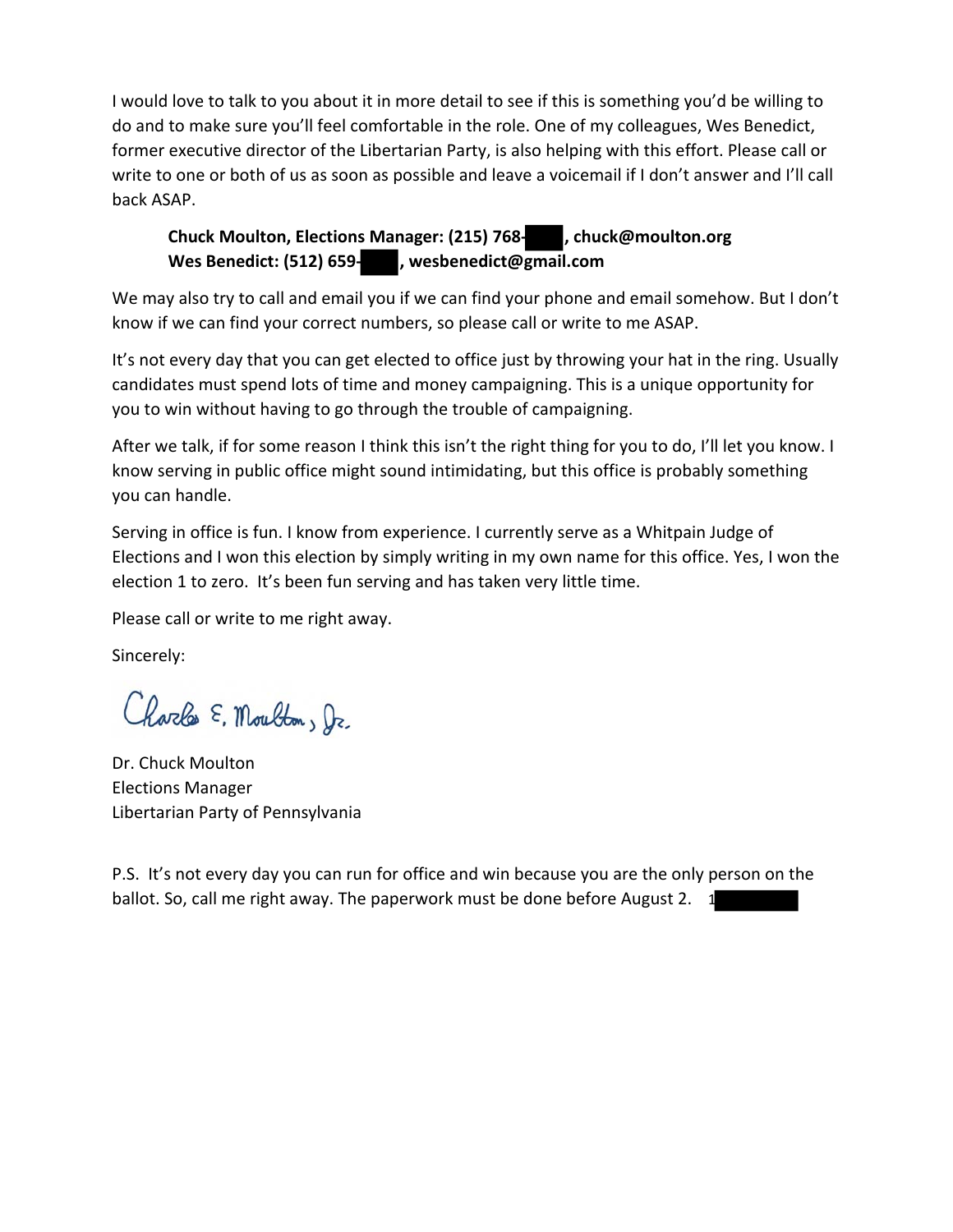I would love to talk to you about it in more detail to see if this is something you'd be willing to do and to make sure you'll feel comfortable in the role. One of my colleagues, Wes Benedict, former executive director of the Libertarian Party, is also helping with this effort. Please call or write to one or both of us as soon as possible and leave a voicemail if I don't answer and I'll call back ASAP.

> **Chuck Moulton, Elections Manager: (215) 768-████, chuck@moulton.org**
> **Wes Benedict: (512) 659-████, wesbenedict@gmail.com**

We may also try to call and email you if we can find your phone and email somehow. But I don't know if we can find your correct numbers, so please call or write to me ASAP.

It's not every day that you can get elected to office just by throwing your hat in the ring. Usually candidates must spend lots of time and money campaigning. This is a unique opportunity for you to win without having to go through the trouble of campaigning.

After we talk, if for some reason I think this isn't the right thing for you to do, I'll let you know. I know serving in public office might sound intimidating, but this office is probably something you can handle.

Serving in office is fun. I know from experience. I currently serve as a Whitpain Judge of Elections and I won this election by simply writing in my own name for this office. Yes, I won the election 1 to zero. It's been fun serving and has taken very little time.

Please call or write to me right away.

Sincerely:

Charles E. Moulton, Jr.

Dr. Chuck Moulton
Elections Manager
Libertarian Party of Pennsylvania

P.S. It's not every day you can run for office and win because you are the only person on the ballot. So, call me right away. The paperwork must be done before August 2.